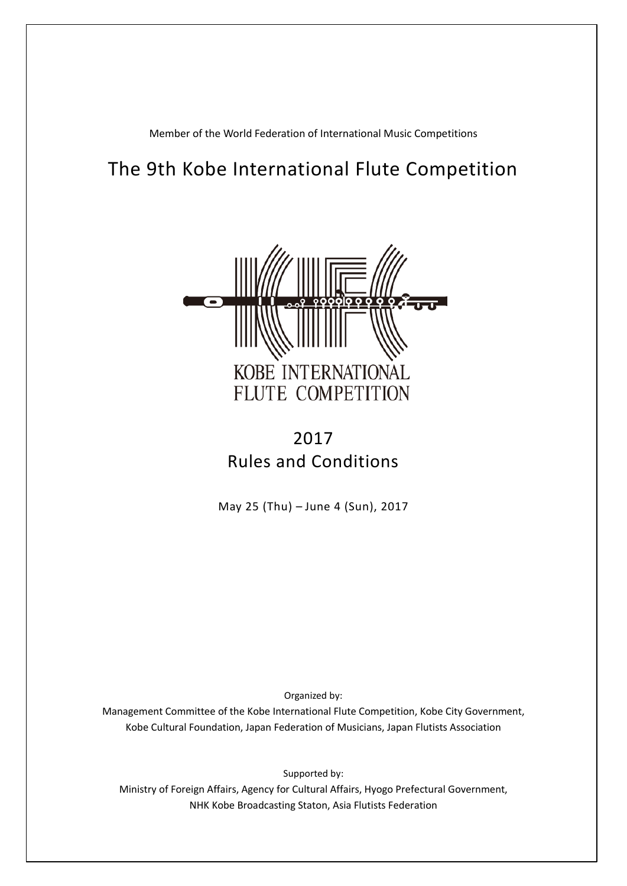Member of the World Federation of International Music Competitions

# The 9th Kobe International Flute Competition

KOBE INTERNATIONAL FLUTE COMPETITION

## 2017
## Rules and Conditions

May 25 (Thu) – June 4 (Sun), 2017

Organized by:

Management Committee of the Kobe International Flute Competition, Kobe City Government, Kobe Cultural Foundation, Japan Federation of Musicians, Japan Flutists Association

Supported by:

Ministry of Foreign Affairs, Agency for Cultural Affairs, Hyogo Prefectural Government, NHK Kobe Broadcasting Staton, Asia Flutists Federation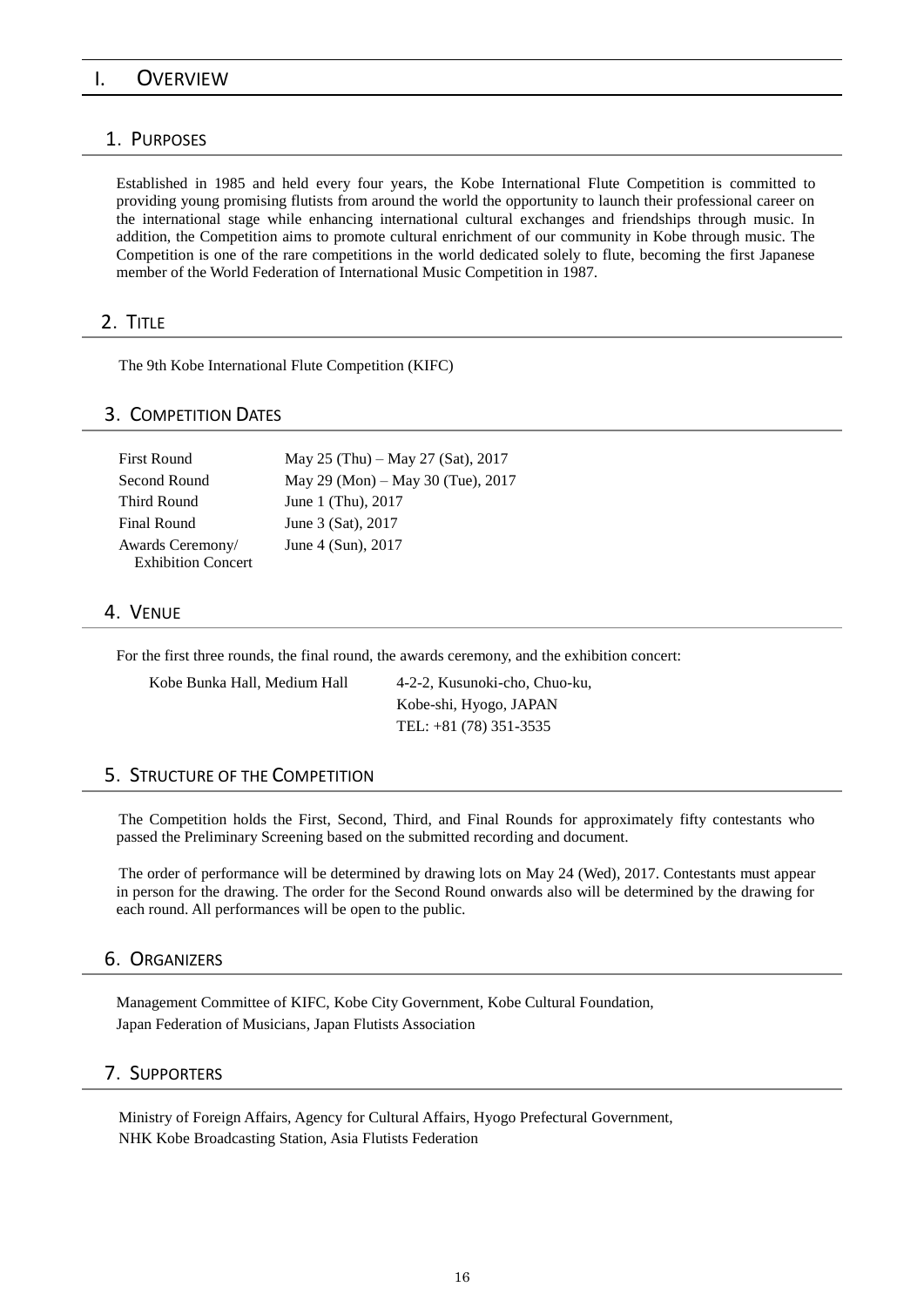# I. Overview

## 1. Purposes

Established in 1985 and held every four years, the Kobe International Flute Competition is committed to providing young promising flutists from around the world the opportunity to launch their professional career on the international stage while enhancing international cultural exchanges and friendships through music. In addition, the Competition aims to promote cultural enrichment of our community in Kobe through music. The Competition is one of the rare competitions in the world dedicated solely to flute, becoming the first Japanese member of the World Federation of International Music Competition in 1987.

## 2. Title

The 9th Kobe International Flute Competition (KIFC)

## 3. Competition Dates

| | |
|---|---|
| First Round | May 25 (Thu) – May 27 (Sat), 2017 |
| Second Round | May 29 (Mon) – May 30 (Tue), 2017 |
| Third Round | June 1 (Thu), 2017 |
| Final Round | June 3 (Sat), 2017 |
| Awards Ceremony/ Exhibition Concert | June 4 (Sun), 2017 |

## 4. Venue

For the first three rounds, the final round, the awards ceremony, and the exhibition concert:

Kobe Bunka Hall, Medium Hall
4-2-2, Kusunoki-cho, Chuo-ku,
Kobe-shi, Hyogo, JAPAN
TEL: +81 (78) 351-3535

## 5. Structure of the Competition

The Competition holds the First, Second, Third, and Final Rounds for approximately fifty contestants who passed the Preliminary Screening based on the submitted recording and document.

The order of performance will be determined by drawing lots on May 24 (Wed), 2017. Contestants must appear in person for the drawing. The order for the Second Round onwards also will be determined by the drawing for each round. All performances will be open to the public.

## 6. Organizers

Management Committee of KIFC, Kobe City Government, Kobe Cultural Foundation,
Japan Federation of Musicians, Japan Flutists Association

## 7. Supporters

Ministry of Foreign Affairs, Agency for Cultural Affairs, Hyogo Prefectural Government,
NHK Kobe Broadcasting Station, Asia Flutists Federation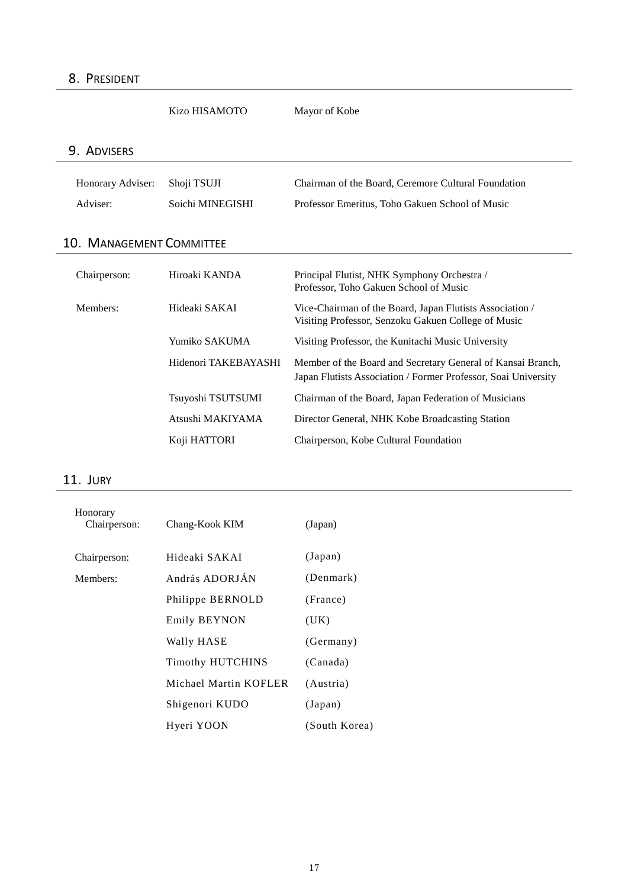## 8. President

| | | |
|---|---|---|
| | Kizo HISAMOTO | Mayor of Kobe |

## 9. Advisers

| | | |
|---|---|---|
| Honorary Adviser: | Shoji TSUJI | Chairman of the Board, Ceremore Cultural Foundation |
| Adviser: | Soichi MINEGISHI | Professor Emeritus, Toho Gakuen School of Music |

## 10. Management Committee

| | | |
|---|---|---|
| Chairperson: | Hiroaki KANDA | Principal Flutist, NHK Symphony Orchestra / Professor, Toho Gakuen School of Music |
| Members: | Hideaki SAKAI | Vice-Chairman of the Board, Japan Flutists Association / Visiting Professor, Senzoku Gakuen College of Music |
| | Yumiko SAKUMA | Visiting Professor, the Kunitachi Music University |
| | Hidenori TAKEBAYASHI | Member of the Board and Secretary General of Kansai Branch, Japan Flutists Association / Former Professor, Soai University |
| | Tsuyoshi TSUTSUMI | Chairman of the Board, Japan Federation of Musicians |
| | Atsushi MAKIYAMA | Director General, NHK Kobe Broadcasting Station |
| | Koji HATTORI | Chairperson, Kobe Cultural Foundation |

## 11. Jury

| | | |
|---|---|---|
| Honorary Chairperson: | Chang-Kook KIM | (Japan) |
| Chairperson: | Hideaki SAKAI | (Japan) |
| Members: | András ADORJÁN | (Denmark) |
| | Philippe BERNOLD | (France) |
| | Emily BEYNON | (UK) |
| | Wally HASE | (Germany) |
| | Timothy HUTCHINS | (Canada) |
| | Michael Martin KOFLER | (Austria) |
| | Shigenori KUDO | (Japan) |
| | Hyeri YOON | (South Korea) |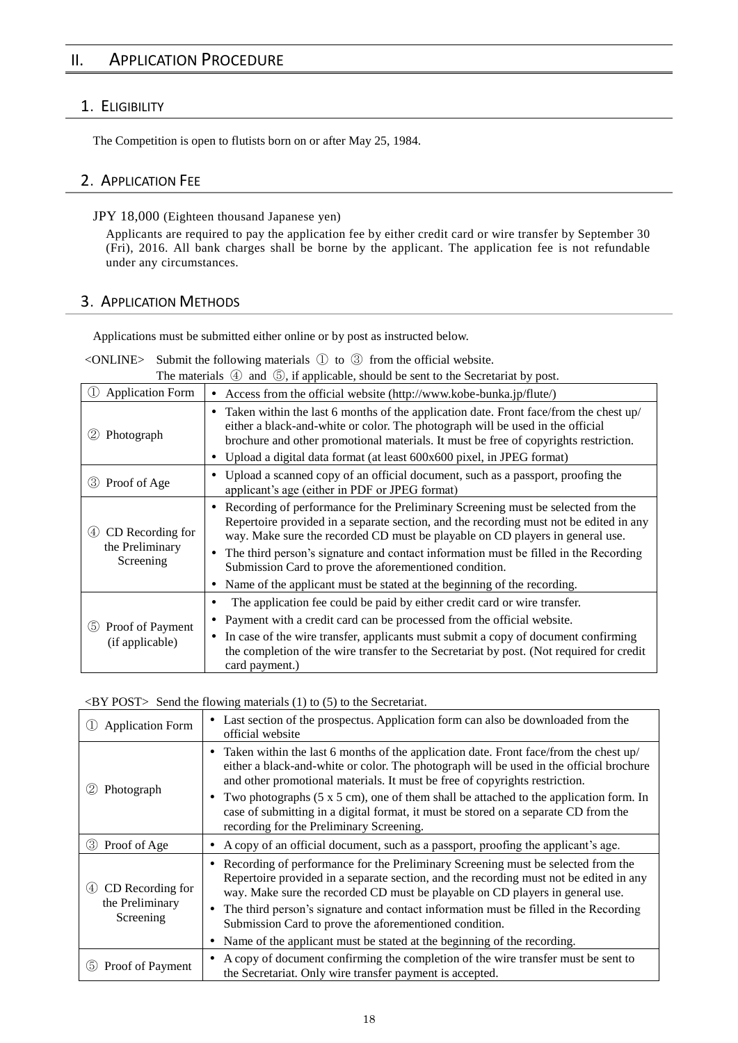# II. Application Procedure

## 1. Eligibility

The Competition is open to flutists born on or after May 25, 1984.

## 2. Application Fee

JPY 18,000 (Eighteen thousand Japanese yen)

Applicants are required to pay the application fee by either credit card or wire transfer by September 30 (Fri), 2016. All bank charges shall be borne by the applicant. The application fee is not refundable under any circumstances.

## 3. Application Methods

Applications must be submitted either online or by post as instructed below.

<ONLINE> Submit the following materials ① to ③ from the official website.
The materials ④ and ⑤, if applicable, should be sent to the Secretariat by post.

| | |
|---|---|
| ① Application Form | • Access from the official website (http://www.kobe-bunka.jp/flute/) |
| ② Photograph | • Taken within the last 6 months of the application date. Front face/from the chest up/ either a black-and-white or color. The photograph will be used in the official brochure and other promotional materials. It must be free of copyrights restriction.<br>• Upload a digital data format (at least 600x600 pixel, in JPEG format) |
| ③ Proof of Age | • Upload a scanned copy of an official document, such as a passport, proofing the applicant's age (either in PDF or JPEG format) |
| ④ CD Recording for the Preliminary Screening | • Recording of performance for the Preliminary Screening must be selected from the Repertoire provided in a separate section, and the recording must not be edited in any way. Make sure the recorded CD must be playable on CD players in general use.<br>• The third person's signature and contact information must be filled in the Recording Submission Card to prove the aforementioned condition.<br>• Name of the applicant must be stated at the beginning of the recording. |
| ⑤ Proof of Payment (if applicable) | • The application fee could be paid by either credit card or wire transfer.<br>• Payment with a credit card can be processed from the official website.<br>• In case of the wire transfer, applicants must submit a copy of document confirming the completion of the wire transfer to the Secretariat by post. (Not required for credit card payment.) |

<BY POST> Send the flowing materials (1) to (5) to the Secretariat.

| | |
|---|---|
| ① Application Form | • Last section of the prospectus. Application form can also be downloaded from the official website |
| ② Photograph | • Taken within the last 6 months of the application date. Front face/from the chest up/ either a black-and-white or color. The photograph will be used in the official brochure and other promotional materials. It must be free of copyrights restriction.<br>• Two photographs (5 x 5 cm), one of them shall be attached to the application form. In case of submitting in a digital format, it must be stored on a separate CD from the recording for the Preliminary Screening. |
| ③ Proof of Age | • A copy of an official document, such as a passport, proofing the applicant's age. |
| ④ CD Recording for the Preliminary Screening | • Recording of performance for the Preliminary Screening must be selected from the Repertoire provided in a separate section, and the recording must not be edited in any way. Make sure the recorded CD must be playable on CD players in general use.<br>• The third person's signature and contact information must be filled in the Recording Submission Card to prove the aforementioned condition.<br>• Name of the applicant must be stated at the beginning of the recording. |
| ⑤ Proof of Payment | • A copy of document confirming the completion of the wire transfer must be sent to the Secretariat. Only wire transfer payment is accepted. |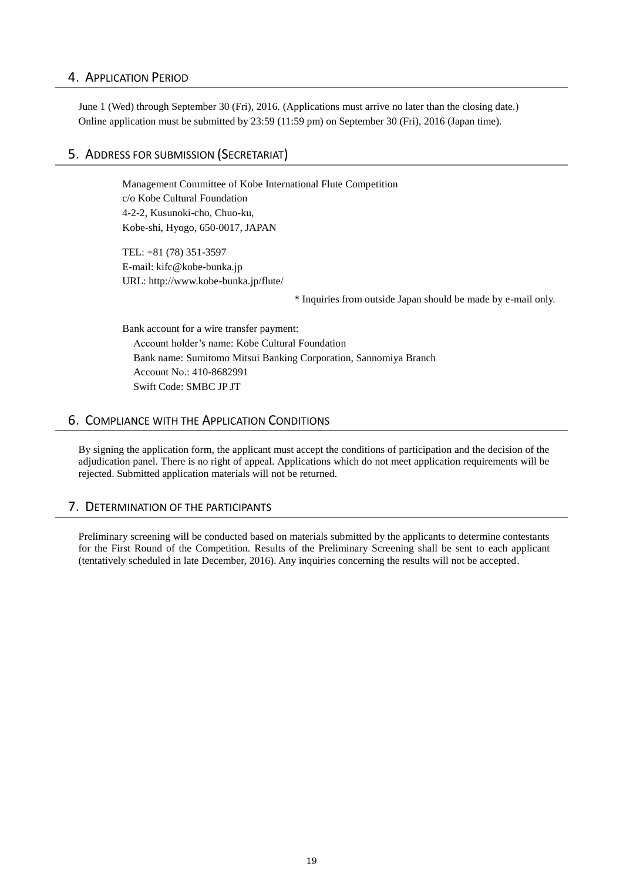## 4. Application Period

June 1 (Wed) through September 30 (Fri), 2016. (Applications must arrive no later than the closing date.)
Online application must be submitted by 23:59 (11:59 pm) on September 30 (Fri), 2016 (Japan time).

## 5. Address for submission (Secretariat)

Management Committee of Kobe International Flute Competition
c/o Kobe Cultural Foundation
4-2-2, Kusunoki-cho, Chuo-ku,
Kobe-shi, Hyogo, 650-0017, JAPAN

TEL: +81 (78) 351-3597
E-mail: kifc@kobe-bunka.jp
URL: http://www.kobe-bunka.jp/flute/

* Inquiries from outside Japan should be made by e-mail only.

Bank account for a wire transfer payment:
Account holder's name: Kobe Cultural Foundation
Bank name: Sumitomo Mitsui Banking Corporation, Sannomiya Branch
Account No.: 410-8682991
Swift Code: SMBC JP JT

## 6. Compliance with the Application Conditions

By signing the application form, the applicant must accept the conditions of participation and the decision of the adjudication panel. There is no right of appeal. Applications which do not meet application requirements will be rejected. Submitted application materials will not be returned.

## 7. Determination of the participants

Preliminary screening will be conducted based on materials submitted by the applicants to determine contestants for the First Round of the Competition. Results of the Preliminary Screening shall be sent to each applicant (tentatively scheduled in late December, 2016). Any inquiries concerning the results will not be accepted.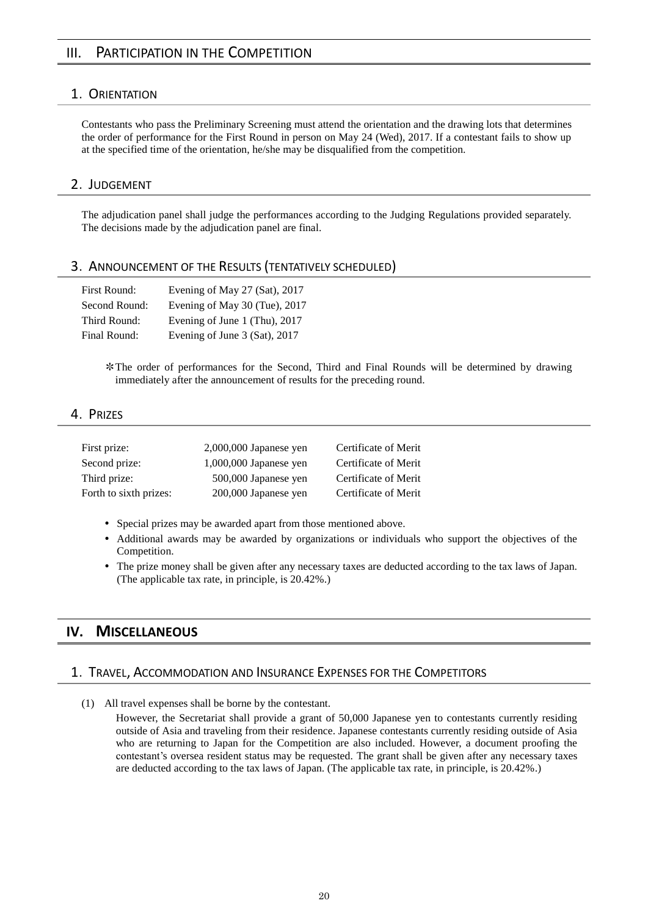## III. Participation in the Competition

### 1. Orientation

Contestants who pass the Preliminary Screening must attend the orientation and the drawing lots that determines the order of performance for the First Round in person on May 24 (Wed), 2017. If a contestant fails to show up at the specified time of the orientation, he/she may be disqualified from the competition.

### 2. Judgement

The adjudication panel shall judge the performances according to the Judging Regulations provided separately. The decisions made by the adjudication panel are final.

### 3. Announcement of the Results (tentatively scheduled)

| | |
|---|---|
| First Round: | Evening of May 27 (Sat), 2017 |
| Second Round: | Evening of May 30 (Tue), 2017 |
| Third Round: | Evening of June 1 (Thu), 2017 |
| Final Round: | Evening of June 3 (Sat), 2017 |

＊The order of performances for the Second, Third and Final Rounds will be determined by drawing immediately after the announcement of results for the preceding round.

### 4. Prizes

| | | |
|---|---|---|
| First prize: | 2,000,000 Japanese yen | Certificate of Merit |
| Second prize: | 1,000,000 Japanese yen | Certificate of Merit |
| Third prize: | 500,000 Japanese yen | Certificate of Merit |
| Forth to sixth prizes: | 200,000 Japanese yen | Certificate of Merit |

- Special prizes may be awarded apart from those mentioned above.
- Additional awards may be awarded by organizations or individuals who support the objectives of the Competition.
- The prize money shall be given after any necessary taxes are deducted according to the tax laws of Japan. (The applicable tax rate, in principle, is 20.42%.)

## IV. Miscellaneous

### 1. Travel, Accommodation and Insurance Expenses for the Competitors

(1) All travel expenses shall be borne by the contestant.

However, the Secretariat shall provide a grant of 50,000 Japanese yen to contestants currently residing outside of Asia and traveling from their residence. Japanese contestants currently residing outside of Asia who are returning to Japan for the Competition are also included. However, a document proofing the contestant's oversea resident status may be requested. The grant shall be given after any necessary taxes are deducted according to the tax laws of Japan. (The applicable tax rate, in principle, is 20.42%.)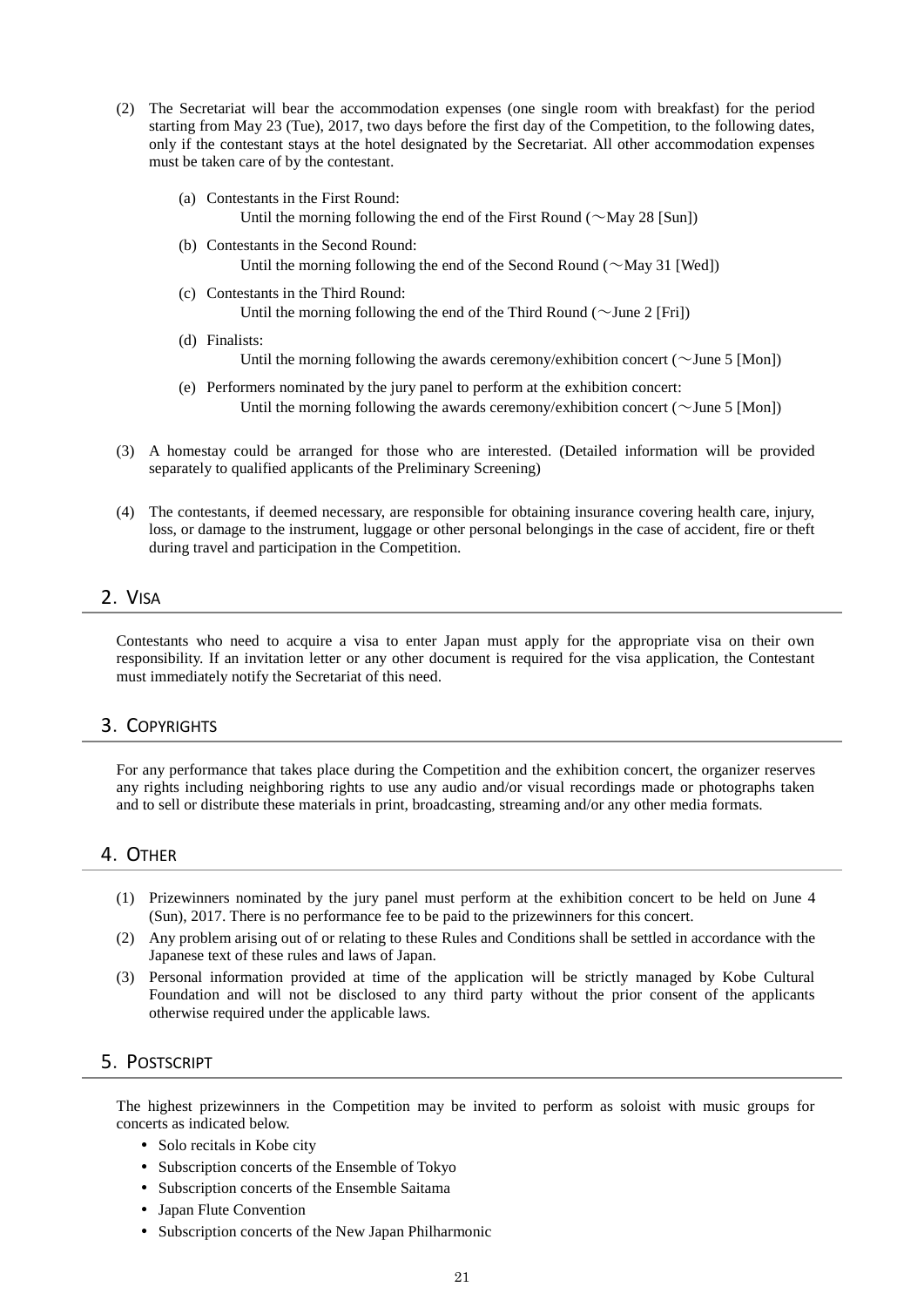(2) The Secretariat will bear the accommodation expenses (one single room with breakfast) for the period starting from May 23 (Tue), 2017, two days before the first day of the Competition, to the following dates, only if the contestant stays at the hotel designated by the Secretariat. All other accommodation expenses must be taken care of by the contestant.

   (a) Contestants in the First Round:
   Until the morning following the end of the First Round (～May 28 [Sun])

   (b) Contestants in the Second Round:
   Until the morning following the end of the Second Round (～May 31 [Wed])

   (c) Contestants in the Third Round:
   Until the morning following the end of the Third Round (～June 2 [Fri])

   (d) Finalists:
   Until the morning following the awards ceremony/exhibition concert (～June 5 [Mon])

   (e) Performers nominated by the jury panel to perform at the exhibition concert:
   Until the morning following the awards ceremony/exhibition concert (～June 5 [Mon])

(3) A homestay could be arranged for those who are interested. (Detailed information will be provided separately to qualified applicants of the Preliminary Screening)

(4) The contestants, if deemed necessary, are responsible for obtaining insurance covering health care, injury, loss, or damage to the instrument, luggage or other personal belongings in the case of accident, fire or theft during travel and participation in the Competition.

## 2. Visa

Contestants who need to acquire a visa to enter Japan must apply for the appropriate visa on their own responsibility. If an invitation letter or any other document is required for the visa application, the Contestant must immediately notify the Secretariat of this need.

## 3. Copyrights

For any performance that takes place during the Competition and the exhibition concert, the organizer reserves any rights including neighboring rights to use any audio and/or visual recordings made or photographs taken and to sell or distribute these materials in print, broadcasting, streaming and/or any other media formats.

## 4. Other

(1) Prizewinners nominated by the jury panel must perform at the exhibition concert to be held on June 4 (Sun), 2017. There is no performance fee to be paid to the prizewinners for this concert.
(2) Any problem arising out of or relating to these Rules and Conditions shall be settled in accordance with the Japanese text of these rules and laws of Japan.
(3) Personal information provided at time of the application will be strictly managed by Kobe Cultural Foundation and will not be disclosed to any third party without the prior consent of the applicants otherwise required under the applicable laws.

## 5. Postscript

The highest prizewinners in the Competition may be invited to perform as soloist with music groups for concerts as indicated below.

- Solo recitals in Kobe city
- Subscription concerts of the Ensemble of Tokyo
- Subscription concerts of the Ensemble Saitama
- Japan Flute Convention
- Subscription concerts of the New Japan Philharmonic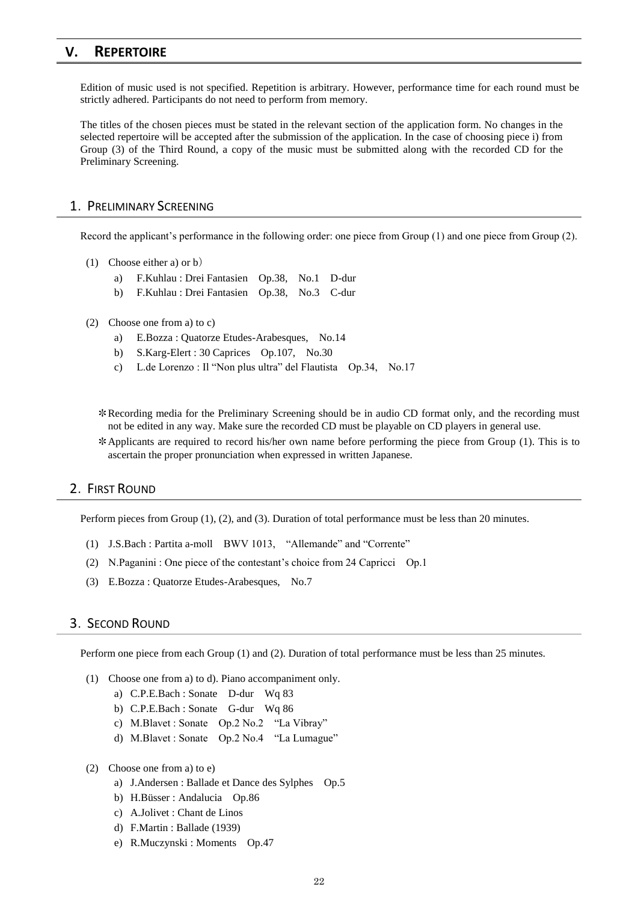## V. REPERTOIRE

Edition of music used is not specified. Repetition is arbitrary. However, performance time for each round must be strictly adhered. Participants do not need to perform from memory.

The titles of the chosen pieces must be stated in the relevant section of the application form. No changes in the selected repertoire will be accepted after the submission of the application. In the case of choosing piece i) from Group (3) of the Third Round, a copy of the music must be submitted along with the recorded CD for the Preliminary Screening.

### 1. PRELIMINARY SCREENING

Record the applicant's performance in the following order: one piece from Group (1) and one piece from Group (2).

(1) Choose either a) or b)

- a) F.Kuhlau : Drei Fantasien Op.38, No.1 D-dur
- b) F.Kuhlau : Drei Fantasien Op.38, No.3 C-dur

(2) Choose one from a) to c)

- a) E.Bozza : Quatorze Etudes-Arabesques, No.14
- b) S.Karg-Elert : 30 Caprices Op.107, No.30
- c) L.de Lorenzo : Il "Non plus ultra" del Flautista Op.34, No.17

✻Recording media for the Preliminary Screening should be in audio CD format only, and the recording must not be edited in any way. Make sure the recorded CD must be playable on CD players in general use.

✻Applicants are required to record his/her own name before performing the piece from Group (1). This is to ascertain the proper pronunciation when expressed in written Japanese.

### 2. FIRST ROUND

Perform pieces from Group (1), (2), and (3). Duration of total performance must be less than 20 minutes.

(1) J.S.Bach : Partita a-moll BWV 1013, "Allemande" and "Corrente"

(2) N.Paganini : One piece of the contestant's choice from 24 Capricci Op.1

(3) E.Bozza : Quatorze Etudes-Arabesques, No.7

### 3. SECOND ROUND

Perform one piece from each Group (1) and (2). Duration of total performance must be less than 25 minutes.

(1) Choose one from a) to d). Piano accompaniment only.

- a) C.P.E.Bach : Sonate D-dur Wq 83
- b) C.P.E.Bach : Sonate G-dur Wq 86
- c) M.Blavet : Sonate Op.2 No.2 "La Vibray"
- d) M.Blavet : Sonate Op.2 No.4 "La Lumague"

(2) Choose one from a) to e)

- a) J.Andersen : Ballade et Dance des Sylphes Op.5
- b) H.Büsser : Andalucia Op.86
- c) A.Jolivet : Chant de Linos
- d) F.Martin : Ballade (1939)
- e) R.Muczynski : Moments Op.47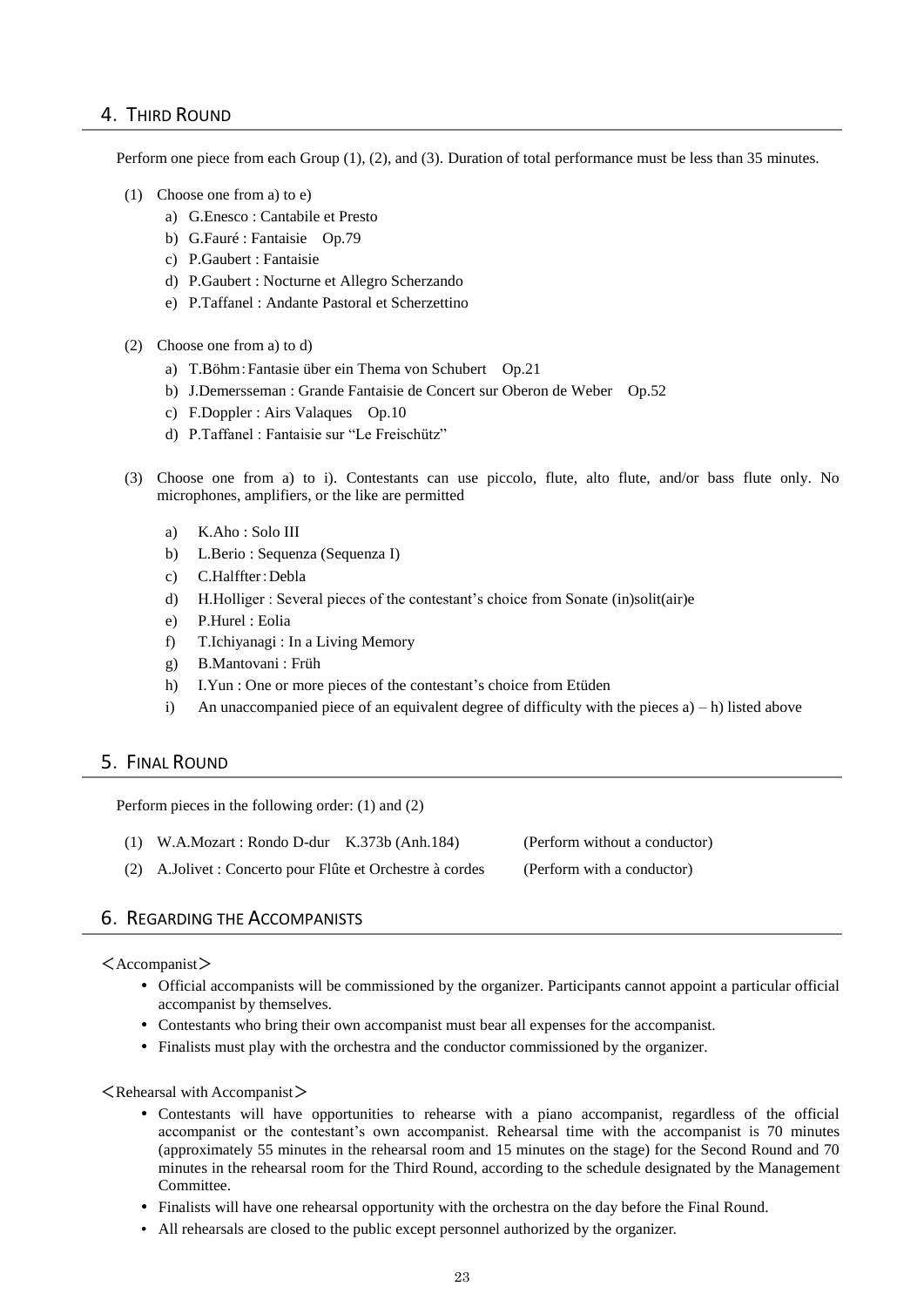## 4. Third Round

Perform one piece from each Group (1), (2), and (3). Duration of total performance must be less than 35 minutes.

(1) Choose one from a) to e)

a) G.Enesco : Cantabile et Presto
b) G.Fauré : Fantaisie Op.79
c) P.Gaubert : Fantaisie
d) P.Gaubert : Nocturne et Allegro Scherzando
e) P.Taffanel : Andante Pastoral et Scherzettino

(2) Choose one from a) to d)

a) T.Böhm : Fantasie über ein Thema von Schubert Op.21
b) J.Demersseman : Grande Fantaisie de Concert sur Oberon de Weber Op.52
c) F.Doppler : Airs Valaques Op.10
d) P.Taffanel : Fantaisie sur “Le Freischütz”

(3) Choose one from a) to i). Contestants can use piccolo, flute, alto flute, and/or bass flute only. No microphones, amplifiers, or the like are permitted

a) K.Aho : Solo III
b) L.Berio : Sequenza (Sequenza I)
c) C.Halffter : Debla
d) H.Holliger : Several pieces of the contestant’s choice from Sonate (in)solit(air)e
e) P.Hurel : Eolia
f) T.Ichiyanagi : In a Living Memory
g) B.Mantovani : Früh
h) I.Yun : One or more pieces of the contestant’s choice from Etüden
i) An unaccompanied piece of an equivalent degree of difficulty with the pieces a) – h) listed above

## 5. Final Round

Perform pieces in the following order: (1) and (2)

(1) W.A.Mozart : Rondo D-dur K.373b (Anh.184) (Perform without a conductor)

(2) A.Jolivet : Concerto pour Flûte et Orchestre à cordes (Perform with a conductor)

## 6. Regarding the Accompanists

＜Accompanist＞

- Official accompanists will be commissioned by the organizer. Participants cannot appoint a particular official accompanist by themselves.
- Contestants who bring their own accompanist must bear all expenses for the accompanist.
- Finalists must play with the orchestra and the conductor commissioned by the organizer.

＜Rehearsal with Accompanist＞

- Contestants will have opportunities to rehearse with a piano accompanist, regardless of the official accompanist or the contestant’s own accompanist. Rehearsal time with the accompanist is 70 minutes (approximately 55 minutes in the rehearsal room and 15 minutes on the stage) for the Second Round and 70 minutes in the rehearsal room for the Third Round, according to the schedule designated by the Management Committee.
- Finalists will have one rehearsal opportunity with the orchestra on the day before the Final Round.
- All rehearsals are closed to the public except personnel authorized by the organizer.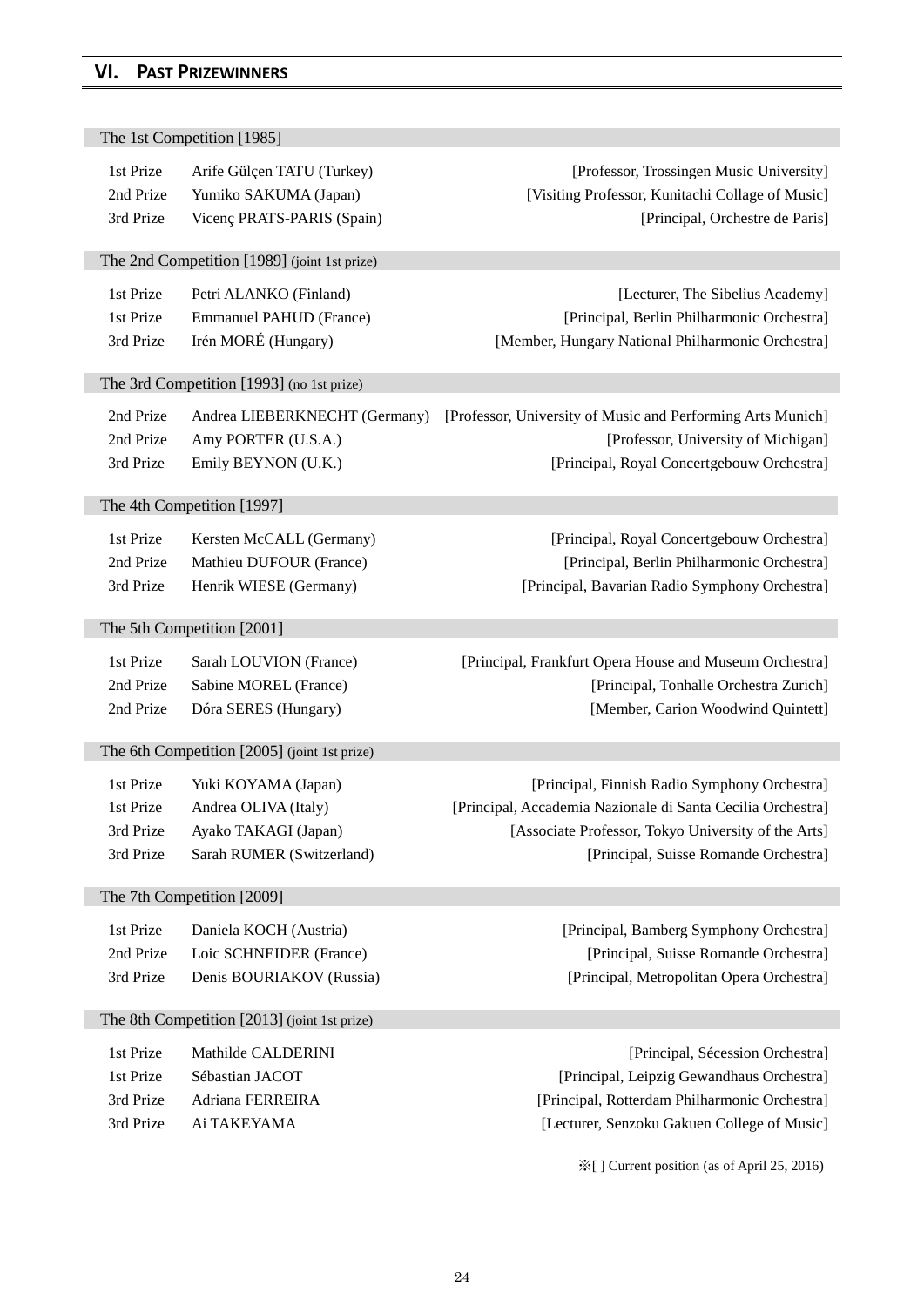## VI. Past Prizewinners

### The 1st Competition [1985]

| | | |
|---|---|---|
| 1st Prize | Arife Gülçen TATU (Turkey) | [Professor, Trossingen Music University] |
| 2nd Prize | Yumiko SAKUMA (Japan) | [Visiting Professor, Kunitachi Collage of Music] |
| 3rd Prize | Vicenç PRATS-PARIS (Spain) | [Principal, Orchestre de Paris] |

### The 2nd Competition [1989] (joint 1st prize)

| | | |
|---|---|---|
| 1st Prize | Petri ALANKO (Finland) | [Lecturer, The Sibelius Academy] |
| 1st Prize | Emmanuel PAHUD (France) | [Principal, Berlin Philharmonic Orchestra] |
| 3rd Prize | Irén MORÉ (Hungary) | [Member, Hungary National Philharmonic Orchestra] |

### The 3rd Competition [1993] (no 1st prize)

| | | |
|---|---|---|
| 2nd Prize | Andrea LIEBERKNECHT (Germany) | [Professor, University of Music and Performing Arts Munich] |
| 2nd Prize | Amy PORTER (U.S.A.) | [Professor, University of Michigan] |
| 3rd Prize | Emily BEYNON (U.K.) | [Principal, Royal Concertgebouw Orchestra] |

### The 4th Competition [1997]

| | | |
|---|---|---|
| 1st Prize | Kersten McCALL (Germany) | [Principal, Royal Concertgebouw Orchestra] |
| 2nd Prize | Mathieu DUFOUR (France) | [Principal, Berlin Philharmonic Orchestra] |
| 3rd Prize | Henrik WIESE (Germany) | [Principal, Bavarian Radio Symphony Orchestra] |

### The 5th Competition [2001]

| | | |
|---|---|---|
| 1st Prize | Sarah LOUVION (France) | [Principal, Frankfurt Opera House and Museum Orchestra] |
| 2nd Prize | Sabine MOREL (France) | [Principal, Tonhalle Orchestra Zurich] |
| 2nd Prize | Dóra SERES (Hungary) | [Member, Carion Woodwind Quintett] |

### The 6th Competition [2005] (joint 1st prize)

| | | |
|---|---|---|
| 1st Prize | Yuki KOYAMA (Japan) | [Principal, Finnish Radio Symphony Orchestra] |
| 1st Prize | Andrea OLIVA (Italy) | [Principal, Accademia Nazionale di Santa Cecilia Orchestra] |
| 3rd Prize | Ayako TAKAGI (Japan) | [Associate Professor, Tokyo University of the Arts] |
| 3rd Prize | Sarah RUMER (Switzerland) | [Principal, Suisse Romande Orchestra] |

### The 7th Competition [2009]

| | | |
|---|---|---|
| 1st Prize | Daniela KOCH (Austria) | [Principal, Bamberg Symphony Orchestra] |
| 2nd Prize | Loic SCHNEIDER (France) | [Principal, Suisse Romande Orchestra] |
| 3rd Prize | Denis BOURIAKOV (Russia) | [Principal, Metropolitan Opera Orchestra] |

### The 8th Competition [2013] (joint 1st prize)

| | | |
|---|---|---|
| 1st Prize | Mathilde CALDERINI | [Principal, Sécession Orchestra] |
| 1st Prize | Sébastian JACOT | [Principal, Leipzig Gewandhaus Orchestra] |
| 3rd Prize | Adriana FERREIRA | [Principal, Rotterdam Philharmonic Orchestra] |
| 3rd Prize | Ai TAKEYAMA | [Lecturer, Senzoku Gakuen College of Music] |

※[ ] Current position (as of April 25, 2016)